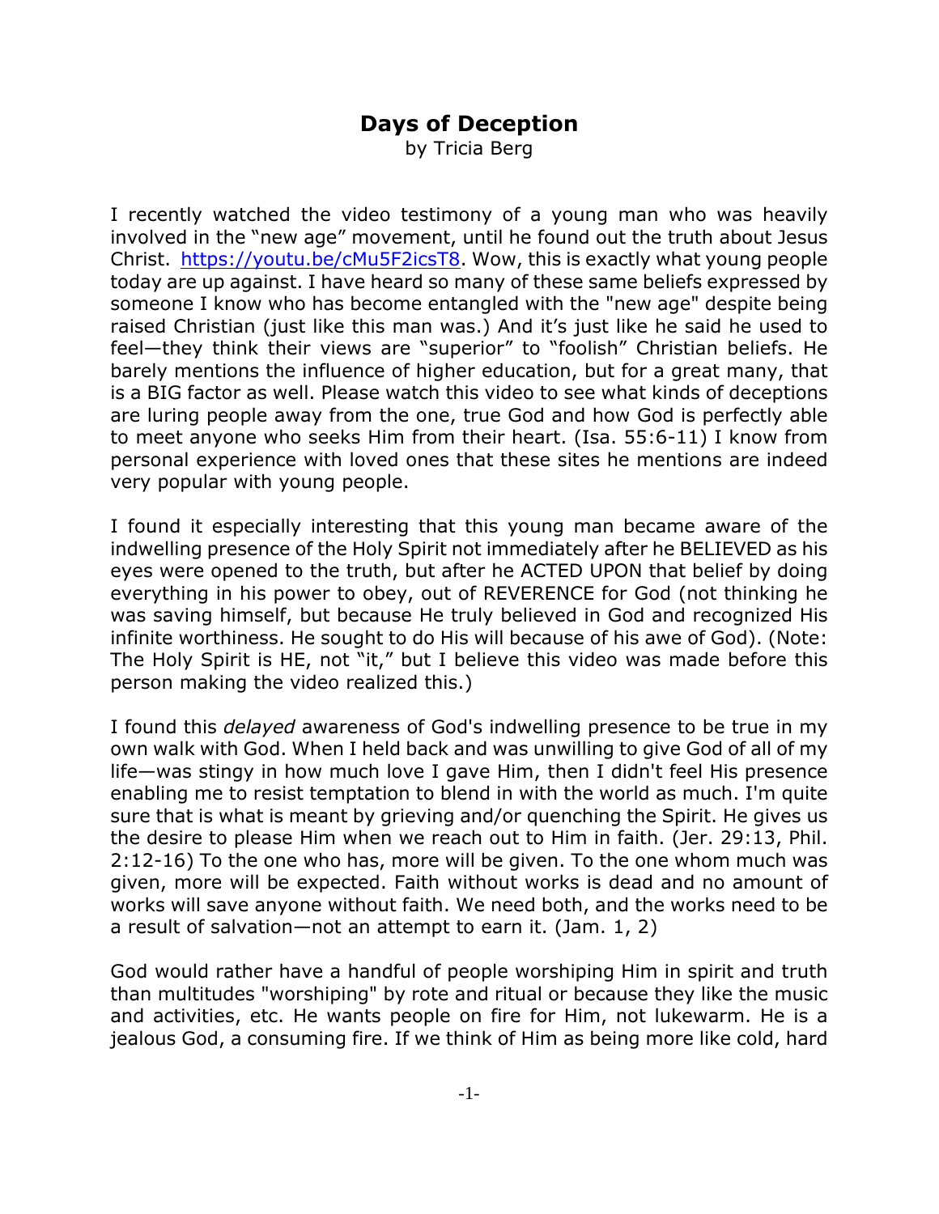# Days of Deception

by Tricia Berg

I recently watched the video testimony of a young man who was heavily involved in the "new age" movement, until he found out the truth about Jesus Christ. [https://youtu.be/cMu5F2icsT8](https://youtu.be/cMu5F2icsT8). Wow, this is exactly what young people today are up against. I have heard so many of these same beliefs expressed by someone I know who has become entangled with the "new age" despite being raised Christian (just like this man was.) And it's just like he said he used to feel—they think their views are "superior" to "foolish" Christian beliefs. He barely mentions the influence of higher education, but for a great many, that is a BIG factor as well. Please watch this video to see what kinds of deceptions are luring people away from the one, true God and how God is perfectly able to meet anyone who seeks Him from their heart. (Isa. 55:6-11) I know from personal experience with loved ones that these sites he mentions are indeed very popular with young people.

I found it especially interesting that this young man became aware of the indwelling presence of the Holy Spirit not immediately after he BELIEVED as his eyes were opened to the truth, but after he ACTED UPON that belief by doing everything in his power to obey, out of REVERENCE for God (not thinking he was saving himself, but because He truly believed in God and recognized His infinite worthiness. He sought to do His will because of his awe of God). (Note: The Holy Spirit is HE, not "it," but I believe this video was made before this person making the video realized this.)

I found this *delayed* awareness of God's indwelling presence to be true in my own walk with God. When I held back and was unwilling to give God of all of my life—was stingy in how much love I gave Him, then I didn't feel His presence enabling me to resist temptation to blend in with the world as much. I'm quite sure that is what is meant by grieving and/or quenching the Spirit. He gives us the desire to please Him when we reach out to Him in faith. (Jer. 29:13, Phil. 2:12-16) To the one who has, more will be given. To the one whom much was given, more will be expected. Faith without works is dead and no amount of works will save anyone without faith. We need both, and the works need to be a result of salvation—not an attempt to earn it. (Jam. 1, 2)

God would rather have a handful of people worshiping Him in spirit and truth than multitudes "worshiping" by rote and ritual or because they like the music and activities, etc. He wants people on fire for Him, not lukewarm. He is a jealous God, a consuming fire. If we think of Him as being more like cold, hard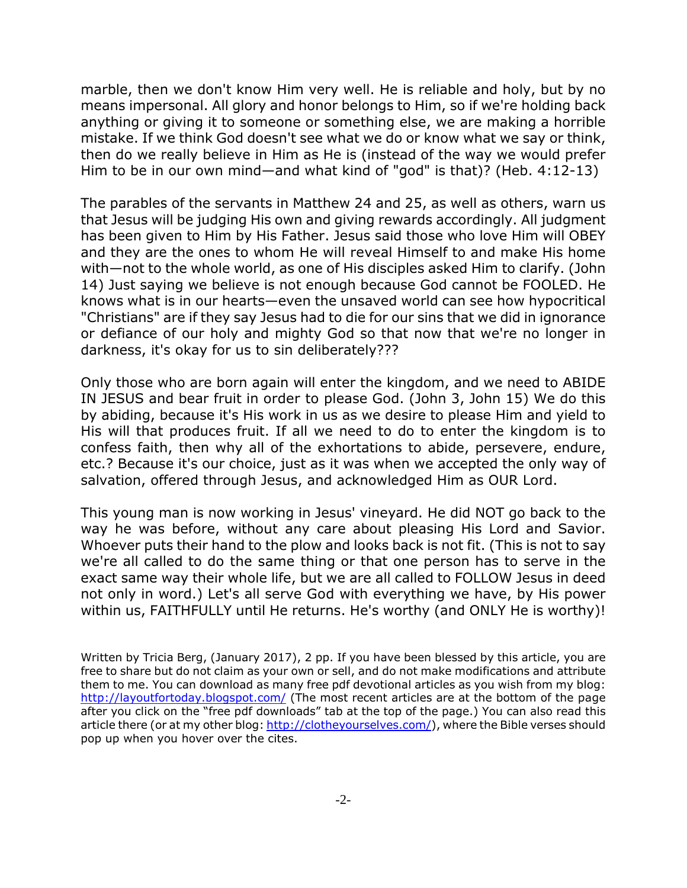marble, then we don't know Him very well. He is reliable and holy, but by no means impersonal. All glory and honor belongs to Him, so if we're holding back anything or giving it to someone or something else, we are making a horrible mistake. If we think God doesn't see what we do or know what we say or think, then do we really believe in Him as He is (instead of the way we would prefer Him to be in our own mind—and what kind of "god" is that)? (Heb. 4:12-13)

The parables of the servants in Matthew 24 and 25, as well as others, warn us that Jesus will be judging His own and giving rewards accordingly. All judgment has been given to Him by His Father. Jesus said those who love Him will OBEY and they are the ones to whom He will reveal Himself to and make His home with—not to the whole world, as one of His disciples asked Him to clarify. (John 14) Just saying we believe is not enough because God cannot be FOOLED. He knows what is in our hearts—even the unsaved world can see how hypocritical "Christians" are if they say Jesus had to die for our sins that we did in ignorance or defiance of our holy and mighty God so that now that we're no longer in darkness, it's okay for us to sin deliberately???

Only those who are born again will enter the kingdom, and we need to ABIDE IN JESUS and bear fruit in order to please God. (John 3, John 15) We do this by abiding, because it's His work in us as we desire to please Him and yield to His will that produces fruit. If all we need to do to enter the kingdom is to confess faith, then why all of the exhortations to abide, persevere, endure, etc.? Because it's our choice, just as it was when we accepted the only way of salvation, offered through Jesus, and acknowledged Him as OUR Lord.

This young man is now working in Jesus' vineyard. He did NOT go back to the way he was before, without any care about pleasing His Lord and Savior. Whoever puts their hand to the plow and looks back is not fit. (This is not to say we're all called to do the same thing or that one person has to serve in the exact same way their whole life, but we are all called to FOLLOW Jesus in deed not only in word.) Let's all serve God with everything we have, by His power within us, FAITHFULLY until He returns. He's worthy (and ONLY He is worthy)!

Written by Tricia Berg, (January 2017), 2 pp. If you have been blessed by this article, you are free to share but do not claim as your own or sell, and do not make modifications and attribute them to me. You can download as many free pdf devotional articles as you wish from my blog: http://layoutfortoday.blogspot.com/ (The most recent articles are at the bottom of the page after you click on the "free pdf downloads" tab at the top of the page.) You can also read this article there (or at my other blog: http://clotheyourselves.com/), where the Bible verses should pop up when you hover over the cites.